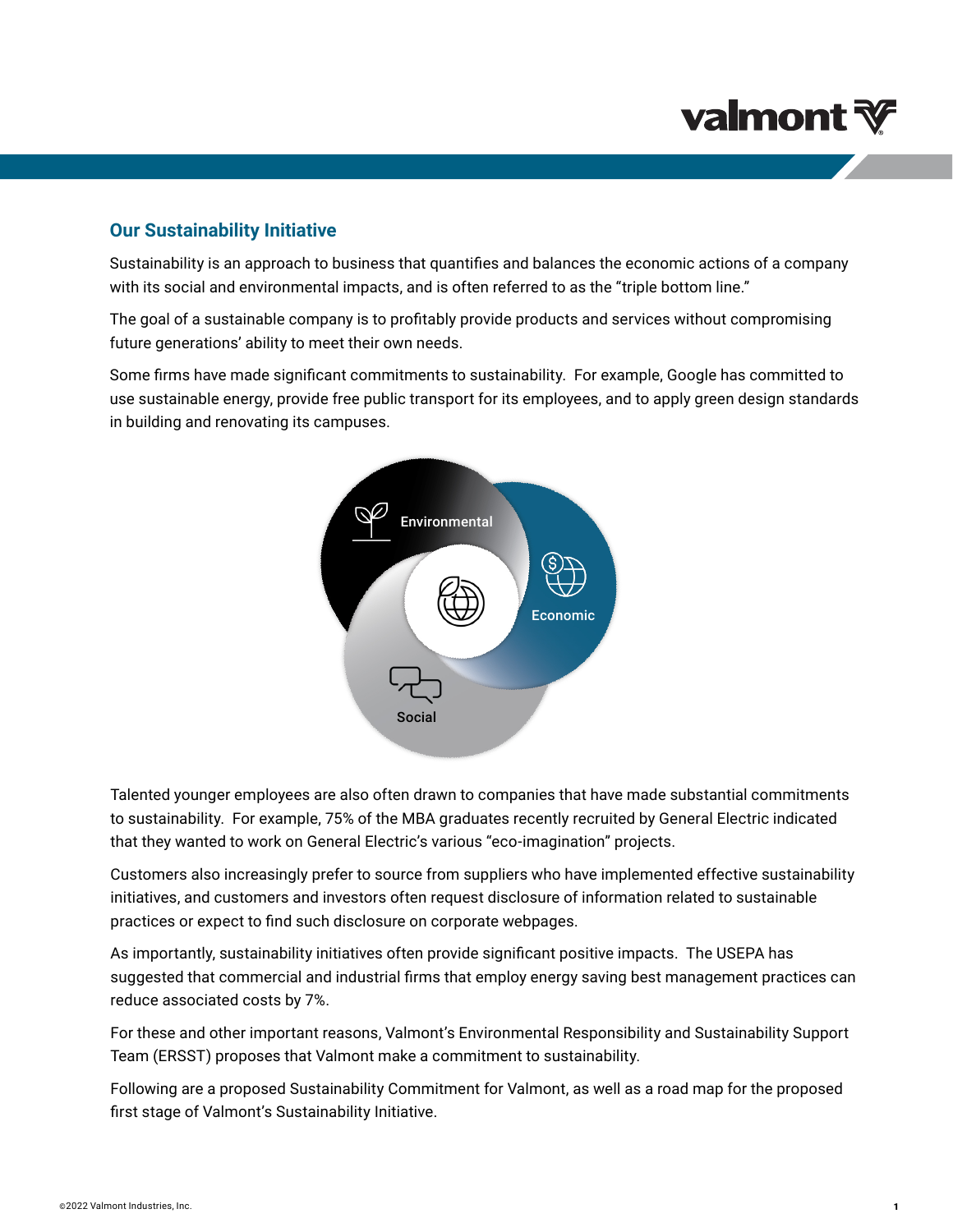## Our Sustainability Initiative

Sustainability is an approach to business that quantifies and balances the economic actions of a company with its social and environmental impacts, and is often referred to as the "triple bottom line."

The goal of a sustainable company is to profitably provide products and services without compromising future generations' ability to meet their own needs.

Some firms have made significant commitments to sustainability. For example, Google has committed to use sustainable energy, provide free public transport for its employees, and to apply green design standards in building and renovating its campuses.

Talented younger employees are also often drawn to companies that have made substantial commitments to sustainability. For example, 75% of the MBA graduates recently recruited by General Electric indicated that they wanted to work on General Electric's various "eco-imagination" projects.

Customers also increasingly prefer to source from suppliers who have implemented effective sustainability initiatives, and customers and investors often request disclosure of information related to sustainable practices or expect to find such disclosure on corporate webpages.

As importantly, sustainability initiatives often provide significant positive impacts. The USEPA has suggested that commercial and industrial firms that employ energy saving best management practices can reduce associated costs by 7%.

For these and other important reasons, Valmont's Environmental Responsibility and Sustainability Support Team (ERSST) proposes that Valmont make a commitment to sustainability.

Following are a proposed Sustainability Commitment for Valmont, as well as a road map for the proposed first stage of Valmont's Sustainability Initiative.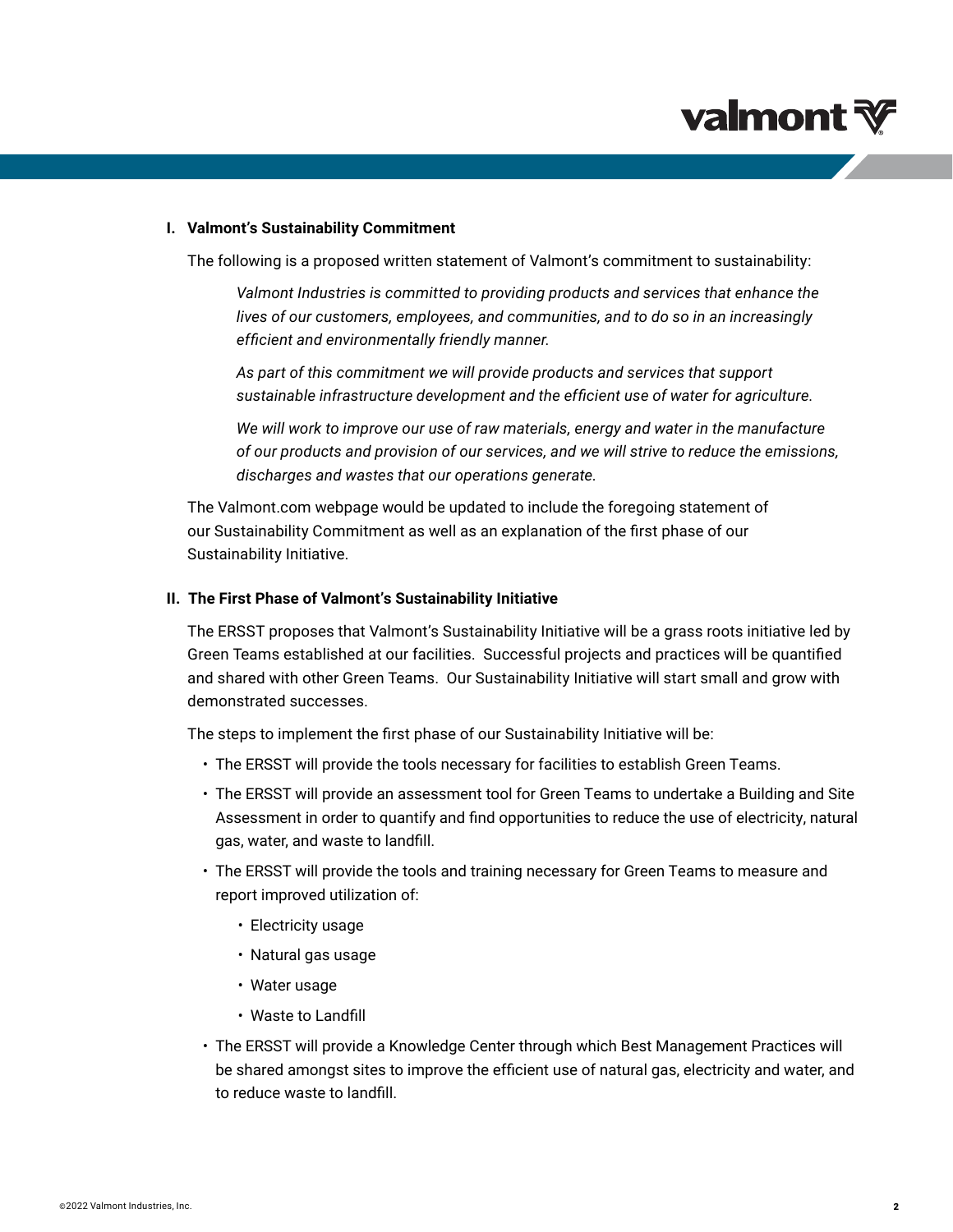## I. Valmont's Sustainability Commitment

The following is a proposed written statement of Valmont's commitment to sustainability:

> *Valmont Industries is committed to providing products and services that enhance the lives of our customers, employees, and communities, and to do so in an increasingly efficient and environmentally friendly manner.*
>
> *As part of this commitment we will provide products and services that support sustainable infrastructure development and the efficient use of water for agriculture.*
>
> *We will work to improve our use of raw materials, energy and water in the manufacture of our products and provision of our services, and we will strive to reduce the emissions, discharges and wastes that our operations generate.*

The Valmont.com webpage would be updated to include the foregoing statement of our Sustainability Commitment as well as an explanation of the first phase of our Sustainability Initiative.

## II. The First Phase of Valmont's Sustainability Initiative

The ERSST proposes that Valmont's Sustainability Initiative will be a grass roots initiative led by Green Teams established at our facilities. Successful projects and practices will be quantified and shared with other Green Teams. Our Sustainability Initiative will start small and grow with demonstrated successes.

The steps to implement the first phase of our Sustainability Initiative will be:

- The ERSST will provide the tools necessary for facilities to establish Green Teams.
- The ERSST will provide an assessment tool for Green Teams to undertake a Building and Site Assessment in order to quantify and find opportunities to reduce the use of electricity, natural gas, water, and waste to landfill.
- The ERSST will provide the tools and training necessary for Green Teams to measure and report improved utilization of:
  - Electricity usage
  - Natural gas usage
  - Water usage
  - Waste to Landfill
- The ERSST will provide a Knowledge Center through which Best Management Practices will be shared amongst sites to improve the efficient use of natural gas, electricity and water, and to reduce waste to landfill.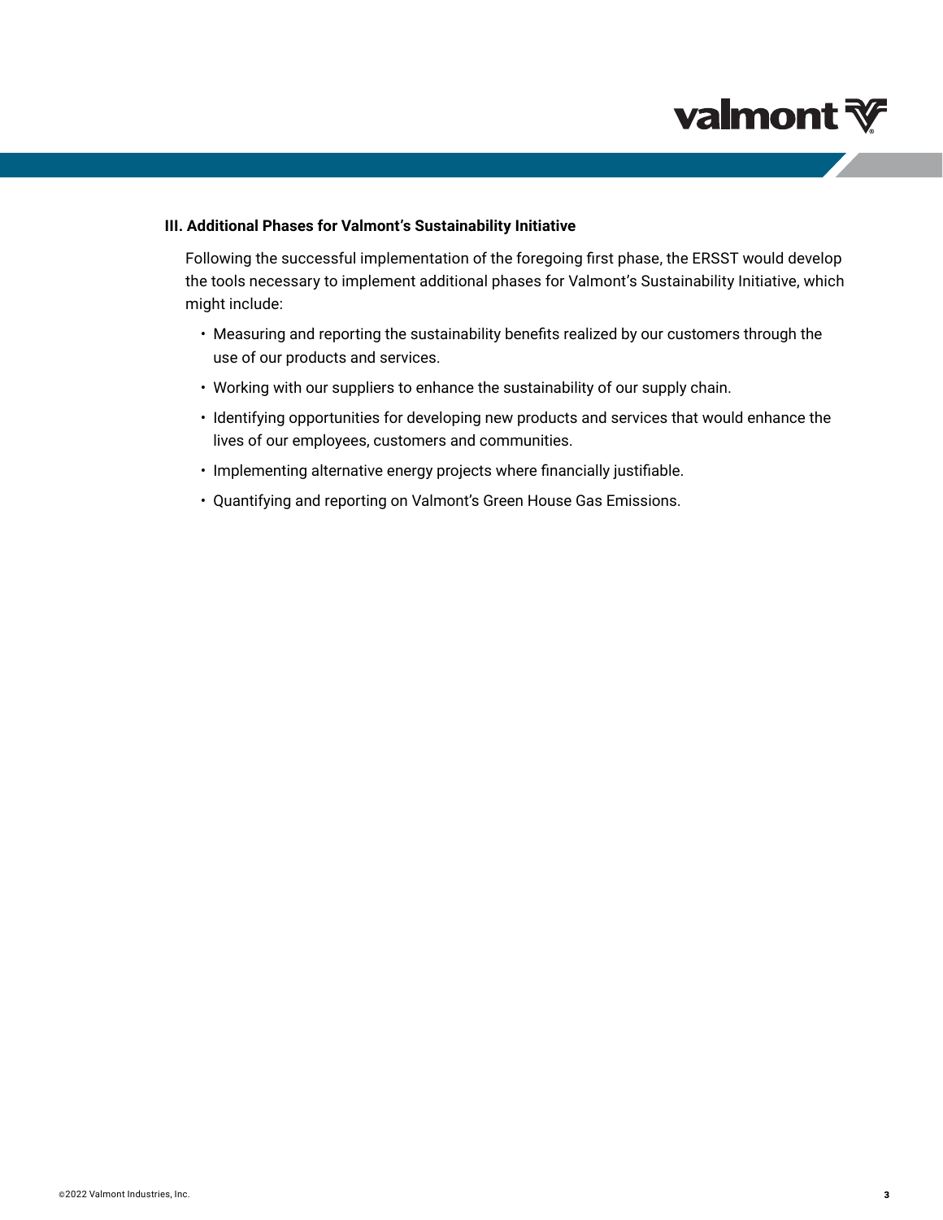### III. Additional Phases for Valmont's Sustainability Initiative

Following the successful implementation of the foregoing first phase, the ERSST would develop the tools necessary to implement additional phases for Valmont's Sustainability Initiative, which might include:

- Measuring and reporting the sustainability benefits realized by our customers through the use of our products and services.
- Working with our suppliers to enhance the sustainability of our supply chain.
- Identifying opportunities for developing new products and services that would enhance the lives of our employees, customers and communities.
- Implementing alternative energy projects where financially justifiable.
- Quantifying and reporting on Valmont's Green House Gas Emissions.